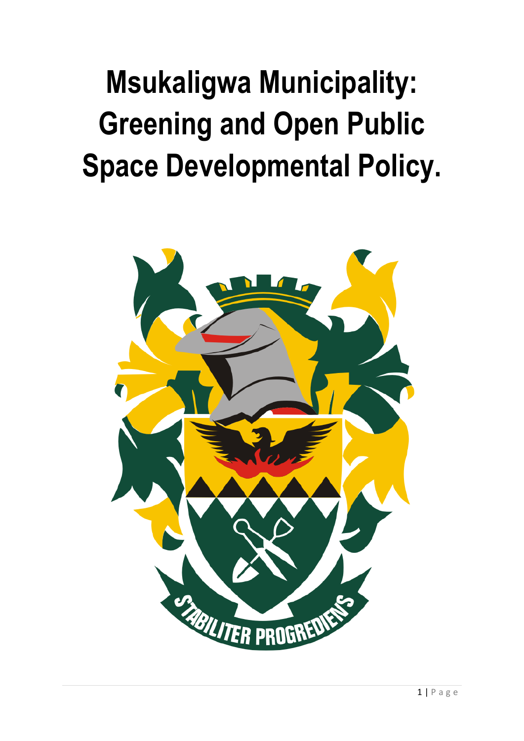# Msukaligwa Municipality: Greening and Open Public Space Developmental Policy.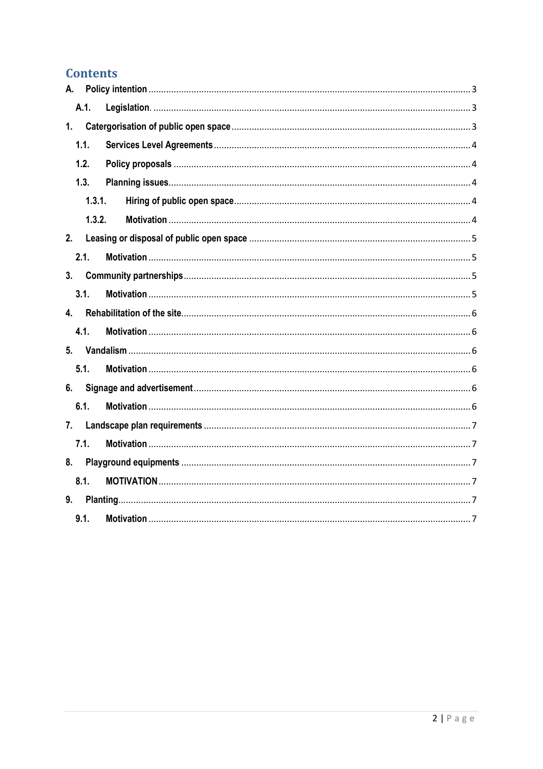# Contents

- A. Policy intention ..... 3
  - A.1. Legislation. ..... 3
- 1. Catergorisation of public open space ..... 3
  - 1.1. Services Level Agreements ..... 4
  - 1.2. Policy proposals ..... 4
  - 1.3. Planning issues ..... 4
    - 1.3.1. Hiring of public open space ..... 4
    - 1.3.2. Motivation ..... 4
- 2. Leasing or disposal of public open space ..... 5
  - 2.1. Motivation ..... 5
- 3. Community partnerships ..... 5
  - 3.1. Motivation ..... 5
- 4. Rehabilitation of the site ..... 6
  - 4.1. Motivation ..... 6
- 5. Vandalism ..... 6
  - 5.1. Motivation ..... 6
- 6. Signage and advertisement ..... 6
  - 6.1. Motivation ..... 6
- 7. Landscape plan requirements ..... 7
  - 7.1. Motivation ..... 7
- 8. Playground equipments ..... 7
  - 8.1. MOTIVATION ..... 7
- 9. Planting ..... 7
  - 9.1. Motivation ..... 7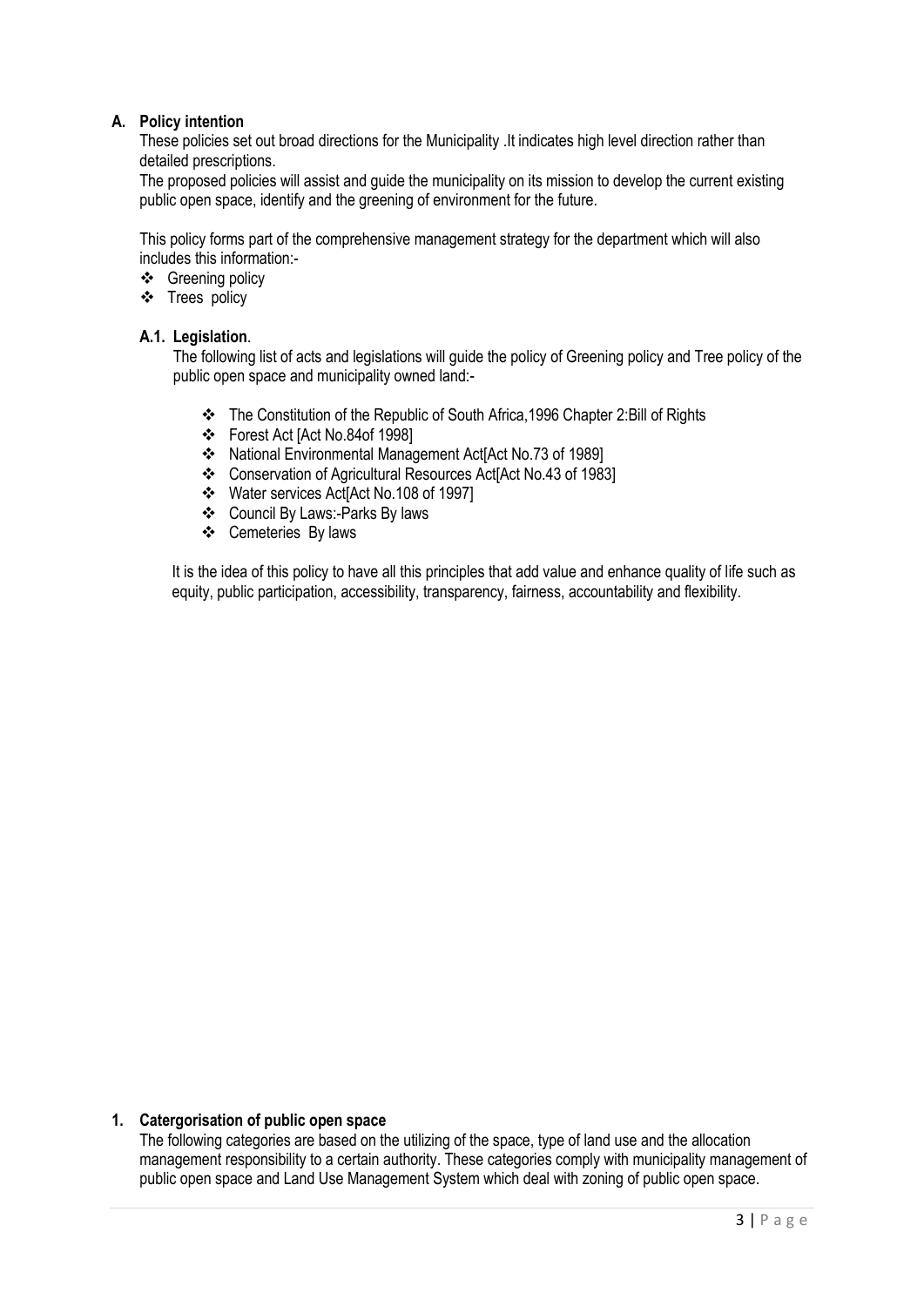## A. Policy intention

These policies set out broad directions for the Municipality .It indicates high level direction rather than detailed prescriptions.

The proposed policies will assist and guide the municipality on its mission to develop the current existing public open space, identify and the greening of environment for the future.

This policy forms part of the comprehensive management strategy for the department which will also includes this information:-

- Greening policy
- Trees policy

### A.1. Legislation.

The following list of acts and legislations will guide the policy of Greening policy and Tree policy of the public open space and municipality owned land:-

- The Constitution of the Republic of South Africa,1996 Chapter 2:Bill of Rights
- Forest Act [Act No.84of 1998]
- National Environmental Management Act[Act No.73 of 1989]
- Conservation of Agricultural Resources Act[Act No.43 of 1983]
- Water services Act[Act No.108 of 1997]
- Council By Laws:-Parks By laws
- Cemeteries By laws

It is the idea of this policy to have all this principles that add value and enhance quality of life such as equity, public participation, accessibility, transparency, fairness, accountability and flexibility.

## 1. Catergorisation of public open space

The following categories are based on the utilizing of the space, type of land use and the allocation management responsibility to a certain authority. These categories comply with municipality management of public open space and Land Use Management System which deal with zoning of public open space.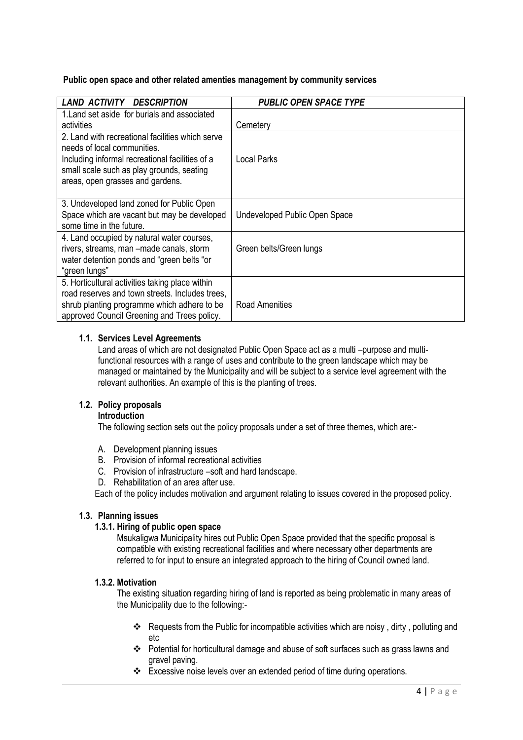**Public open space and other related amenties management by community services**

| *LAND ACTIVITY DESCRIPTION* | *PUBLIC OPEN SPACE TYPE* |
|---|---|
| 1.Land set aside for burials and associated activities | Cemetery |
| 2. Land with recreational facilities which serve needs of local communities. Including informal recreational facilities of a small scale such as play grounds, seating areas, open grasses and gardens. | Local Parks |
| 3. Undeveloped land zoned for Public Open Space which are vacant but may be developed some time in the future. | Undeveloped Public Open Space |
| 4. Land occupied by natural water courses, rivers, streams, man –made canals, storm water detention ponds and "green belts "or "green lungs" | Green belts/Green lungs |
| 5. Horticultural activities taking place within road reserves and town streets. Includes trees, shrub planting programme which adhere to be approved Council Greening and Trees policy. | Road Amenities |

### 1.1. Services Level Agreements

Land areas of which are not designated Public Open Space act as a multi –purpose and multi-functional resources with a range of uses and contribute to the green landscape which may be managed or maintained by the Municipality and will be subject to a service level agreement with the relevant authorities. An example of this is the planting of trees.

### 1.2. Policy proposals

**Introduction**

The following section sets out the policy proposals under a set of three themes, which are:-

A. Development planning issues
B. Provision of informal recreational activities
C. Provision of infrastructure –soft and hard landscape.
D. Rehabilitation of an area after use.

Each of the policy includes motivation and argument relating to issues covered in the proposed policy.

### 1.3. Planning issues

#### 1.3.1. Hiring of public open space

Msukaligwa Municipality hires out Public Open Space provided that the specific proposal is compatible with existing recreational facilities and where necessary other departments are referred to for input to ensure an integrated approach to the hiring of Council owned land.

#### 1.3.2. Motivation

The existing situation regarding hiring of land is reported as being problematic in many areas of the Municipality due to the following:-

- Requests from the Public for incompatible activities which are noisy , dirty , polluting and etc
- Potential for horticultural damage and abuse of soft surfaces such as grass lawns and gravel paving.
- Excessive noise levels over an extended period of time during operations.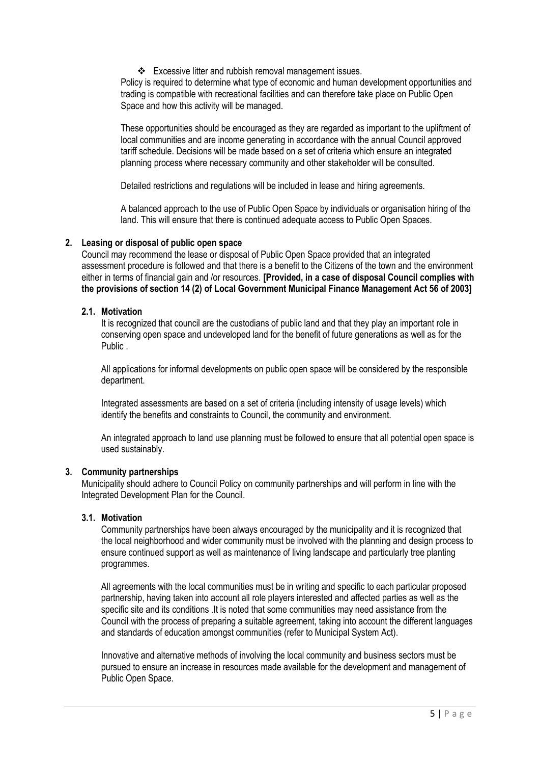- ❖ Excessive litter and rubbish removal management issues.

Policy is required to determine what type of economic and human development opportunities and trading is compatible with recreational facilities and can therefore take place on Public Open Space and how this activity will be managed.

These opportunities should be encouraged as they are regarded as important to the upliftment of local communities and are income generating in accordance with the annual Council approved tariff schedule. Decisions will be made based on a set of criteria which ensure an integrated planning process where necessary community and other stakeholder will be consulted.

Detailed restrictions and regulations will be included in lease and hiring agreements.

A balanced approach to the use of Public Open Space by individuals or organisation hiring of the land. This will ensure that there is continued adequate access to Public Open Spaces.

## 2. Leasing or disposal of public open space

Council may recommend the lease or disposal of Public Open Space provided that an integrated assessment procedure is followed and that there is a benefit to the Citizens of the town and the environment either in terms of financial gain and /or resources. **[Provided, in a case of disposal Council complies with the provisions of section 14 (2) of Local Government Municipal Finance Management Act 56 of 2003]**

### 2.1. Motivation

It is recognized that council are the custodians of public land and that they play an important role in conserving open space and undeveloped land for the benefit of future generations as well as for the Public .

All applications for informal developments on public open space will be considered by the responsible department.

Integrated assessments are based on a set of criteria (including intensity of usage levels) which identify the benefits and constraints to Council, the community and environment.

An integrated approach to land use planning must be followed to ensure that all potential open space is used sustainably.

## 3. Community partnerships

Municipality should adhere to Council Policy on community partnerships and will perform in line with the Integrated Development Plan for the Council.

### 3.1. Motivation

Community partnerships have been always encouraged by the municipality and it is recognized that the local neighborhood and wider community must be involved with the planning and design process to ensure continued support as well as maintenance of living landscape and particularly tree planting programmes.

All agreements with the local communities must be in writing and specific to each particular proposed partnership, having taken into account all role players interested and affected parties as well as the specific site and its conditions .It is noted that some communities may need assistance from the Council with the process of preparing a suitable agreement, taking into account the different languages and standards of education amongst communities (refer to Municipal System Act).

Innovative and alternative methods of involving the local community and business sectors must be pursued to ensure an increase in resources made available for the development and management of Public Open Space.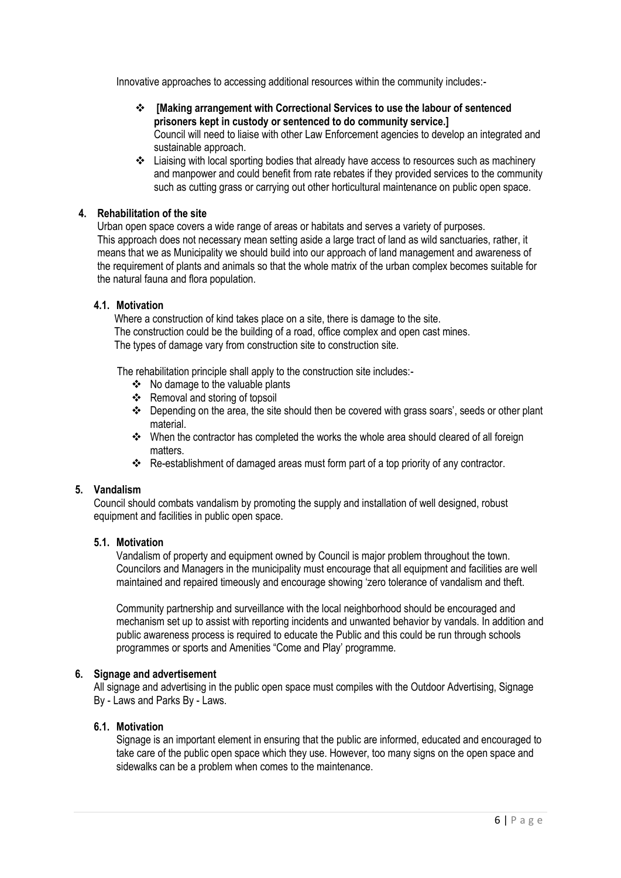Innovative approaches to accessing additional resources within the community includes:-

- **[Making arrangement with Correctional Services to use the labour of sentenced prisoners kept in custody or sentenced to do community service.]**
  Council will need to liaise with other Law Enforcement agencies to develop an integrated and sustainable approach.
- Liaising with local sporting bodies that already have access to resources such as machinery and manpower and could benefit from rate rebates if they provided services to the community such as cutting grass or carrying out other horticultural maintenance on public open space.

## 4. Rehabilitation of the site

Urban open space covers a wide range of areas or habitats and serves a variety of purposes. This approach does not necessary mean setting aside a large tract of land as wild sanctuaries, rather, it means that we as Municipality we should build into our approach of land management and awareness of the requirement of plants and animals so that the whole matrix of the urban complex becomes suitable for the natural fauna and flora population.

### 4.1. Motivation

Where a construction of kind takes place on a site, there is damage to the site.
The construction could be the building of a road, office complex and open cast mines.
The types of damage vary from construction site to construction site.

The rehabilitation principle shall apply to the construction site includes:-

- No damage to the valuable plants
- Removal and storing of topsoil
- Depending on the area, the site should then be covered with grass soars', seeds or other plant material.
- When the contractor has completed the works the whole area should cleared of all foreign matters.
- Re-establishment of damaged areas must form part of a top priority of any contractor.

## 5. Vandalism

Council should combats vandalism by promoting the supply and installation of well designed, robust equipment and facilities in public open space.

### 5.1. Motivation

Vandalism of property and equipment owned by Council is major problem throughout the town. Councilors and Managers in the municipality must encourage that all equipment and facilities are well maintained and repaired timeously and encourage showing 'zero tolerance of vandalism and theft.

Community partnership and surveillance with the local neighborhood should be encouraged and mechanism set up to assist with reporting incidents and unwanted behavior by vandals. In addition and public awareness process is required to educate the Public and this could be run through schools programmes or sports and Amenities "Come and Play' programme.

## 6. Signage and advertisement

All signage and advertising in the public open space must compiles with the Outdoor Advertising, Signage By - Laws and Parks By - Laws.

### 6.1. Motivation

Signage is an important element in ensuring that the public are informed, educated and encouraged to take care of the public open space which they use. However, too many signs on the open space and sidewalks can be a problem when comes to the maintenance.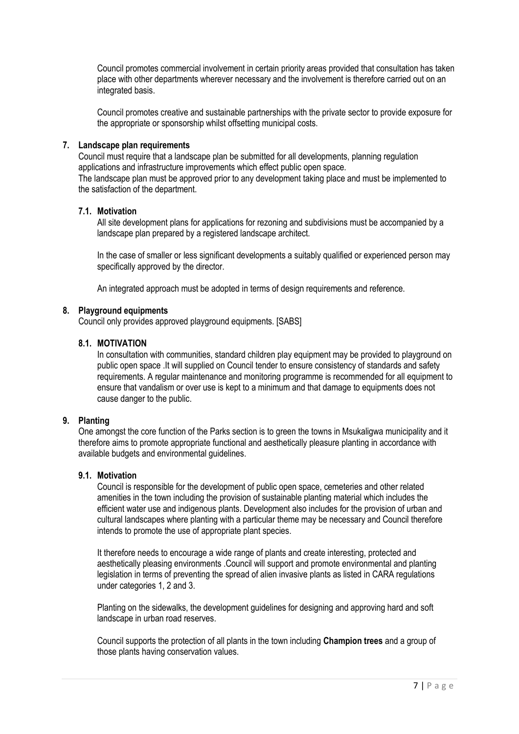Council promotes commercial involvement in certain priority areas provided that consultation has taken place with other departments wherever necessary and the involvement is therefore carried out on an integrated basis.

Council promotes creative and sustainable partnerships with the private sector to provide exposure for the appropriate or sponsorship whilst offsetting municipal costs.

## 7. Landscape plan requirements

Council must require that a landscape plan be submitted for all developments, planning regulation applications and infrastructure improvements which effect public open space.
The landscape plan must be approved prior to any development taking place and must be implemented to the satisfaction of the department.

### 7.1. Motivation

All site development plans for applications for rezoning and subdivisions must be accompanied by a landscape plan prepared by a registered landscape architect.

In the case of smaller or less significant developments a suitably qualified or experienced person may specifically approved by the director.

An integrated approach must be adopted in terms of design requirements and reference.

## 8. Playground equipments

Council only provides approved playground equipments. [SABS]

### 8.1. MOTIVATION

In consultation with communities, standard children play equipment may be provided to playground on public open space .It will supplied on Council tender to ensure consistency of standards and safety requirements. A regular maintenance and monitoring programme is recommended for all equipment to ensure that vandalism or over use is kept to a minimum and that damage to equipments does not cause danger to the public.

## 9. Planting

One amongst the core function of the Parks section is to green the towns in Msukaligwa municipality and it therefore aims to promote appropriate functional and aesthetically pleasure planting in accordance with available budgets and environmental guidelines.

### 9.1. Motivation

Council is responsible for the development of public open space, cemeteries and other related amenities in the town including the provision of sustainable planting material which includes the efficient water use and indigenous plants. Development also includes for the provision of urban and cultural landscapes where planting with a particular theme may be necessary and Council therefore intends to promote the use of appropriate plant species.

It therefore needs to encourage a wide range of plants and create interesting, protected and aesthetically pleasing environments .Council will support and promote environmental and planting legislation in terms of preventing the spread of alien invasive plants as listed in CARA regulations under categories 1, 2 and 3.

Planting on the sidewalks, the development guidelines for designing and approving hard and soft landscape in urban road reserves.

Council supports the protection of all plants in the town including **Champion trees** and a group of those plants having conservation values.